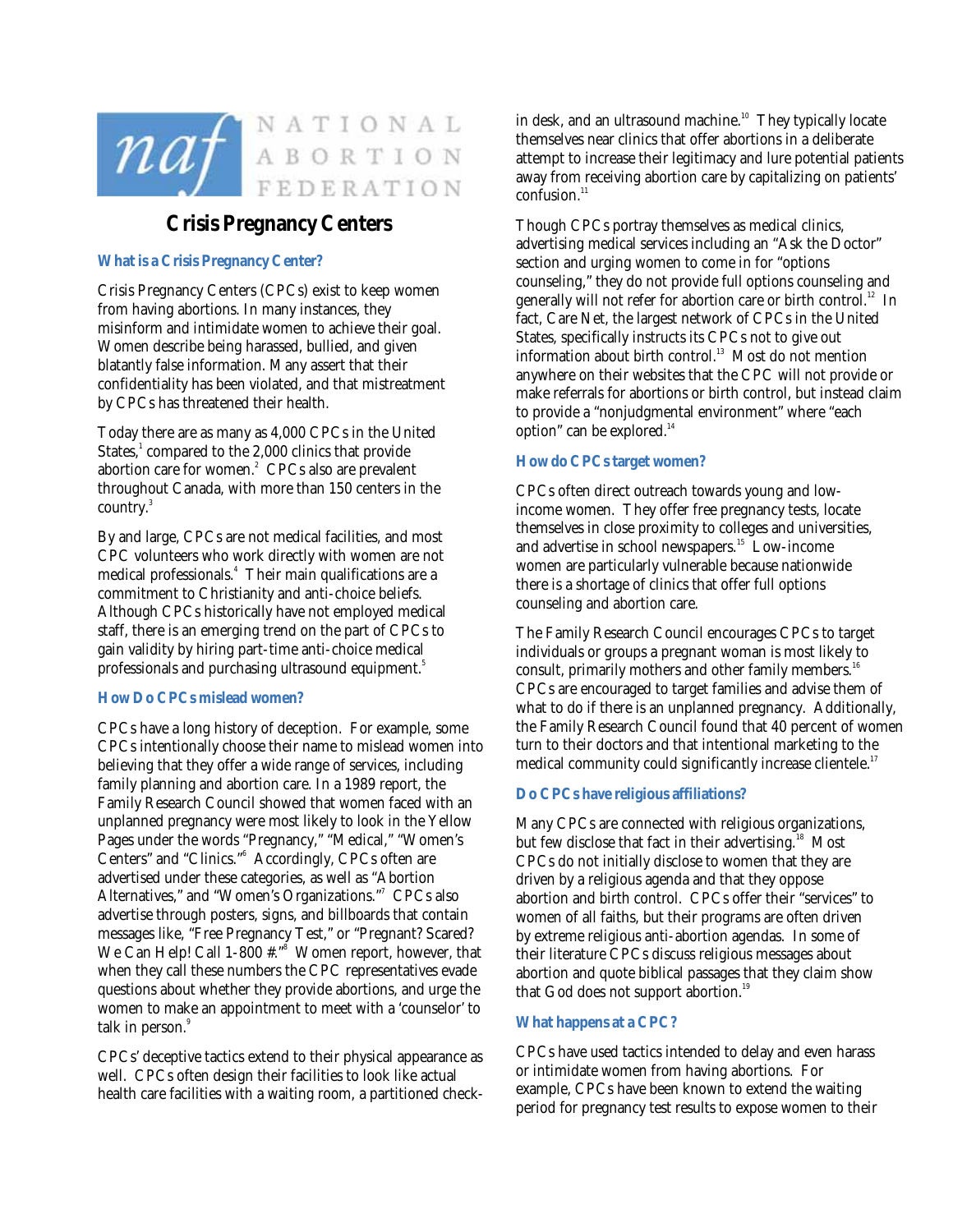NATIONAL ABORTION FEDERATION

# Crisis Pregnancy Centers

## What is a Crisis Pregnancy Center?

Crisis Pregnancy Centers (CPCs) exist to keep women from having abortions. In many instances, they misinform and intimidate women to achieve their goal. Women describe being harassed, bullied, and given blatantly false information. Many assert that their confidentiality has been violated, and that mistreatment by CPCs has threatened their health.

Today there are as many as 4,000 CPCs in the United States,[1] compared to the 2,000 clinics that provide abortion care for women.[2] CPCs also are prevalent throughout Canada, with more than 150 centers in the country.[3]

By and large, CPCs are not medical facilities, and most CPC volunteers who work directly with women are not medical professionals.[4] Their main qualifications are a commitment to Christianity and anti-choice beliefs. Although CPCs historically have not employed medical staff, there is an emerging trend on the part of CPCs to gain validity by hiring part-time anti-choice medical professionals and purchasing ultrasound equipment.[5]

## How Do CPCs mislead women?

CPCs have a long history of deception. For example, some CPCs intentionally choose their name to mislead women into believing that they offer a wide range of services, including family planning and abortion care. In a 1989 report, the Family Research Council showed that women faced with an unplanned pregnancy were most likely to look in the Yellow Pages under the words "Pregnancy," "Medical," "Women's Centers" and "Clinics."[6] Accordingly, CPCs often are advertised under these categories, as well as "Abortion Alternatives," and "Women's Organizations."[7] CPCs also advertise through posters, signs, and billboards that contain messages like, "Free Pregnancy Test," or "Pregnant? Scared? We Can Help! Call 1-800 #."[8] Women report, however, that when they call these numbers the CPC representatives evade questions about whether they provide abortions, and urge the women to make an appointment to meet with a 'counselor' to talk in person.[9]

CPCs' deceptive tactics extend to their physical appearance as well. CPCs often design their facilities to look like actual health care facilities with a waiting room, a partitioned check-in desk, and an ultrasound machine.[10] They typically locate themselves near clinics that offer abortions in a deliberate attempt to increase their legitimacy and lure potential patients away from receiving abortion care by capitalizing on patients' confusion.[11]

Though CPCs portray themselves as medical clinics, advertising medical services including an "Ask the Doctor" section and urging women to come in for "options counseling," they do not provide full options counseling and generally will not refer for abortion care or birth control.[12] In fact, Care Net, the largest network of CPCs in the United States, specifically instructs its CPCs not to give out information about birth control.[13] Most do not mention anywhere on their websites that the CPC will not provide or make referrals for abortions or birth control, but instead claim to provide a "nonjudgmental environment" where "each option" can be explored.[14]

## How do CPCs target women?

CPCs often direct outreach towards young and low-income women. They offer free pregnancy tests, locate themselves in close proximity to colleges and universities, and advertise in school newspapers.[15] Low-income women are particularly vulnerable because nationwide there is a shortage of clinics that offer full options counseling and abortion care.

The Family Research Council encourages CPCs to target individuals or groups a pregnant woman is most likely to consult, primarily mothers and other family members.[16] CPCs are encouraged to target families and advise them of what to do if there is an unplanned pregnancy. Additionally, the Family Research Council found that 40 percent of women turn to their doctors and that intentional marketing to the medical community could significantly increase clientele.[17]

## Do CPCs have religious affiliations?

Many CPCs are connected with religious organizations, but few disclose that fact in their advertising.[18] Most CPCs do not initially disclose to women that they are driven by a religious agenda and that they oppose abortion and birth control. CPCs offer their "services" to women of all faiths, but their programs are often driven by extreme religious anti-abortion agendas. In some of their literature CPCs discuss religious messages about abortion and quote biblical passages that they claim show that God does not support abortion.[19]

## What happens at a CPC?

CPCs have used tactics intended to delay and even harass or intimidate women from having abortions. For example, CPCs have been known to extend the waiting period for pregnancy test results to expose women to their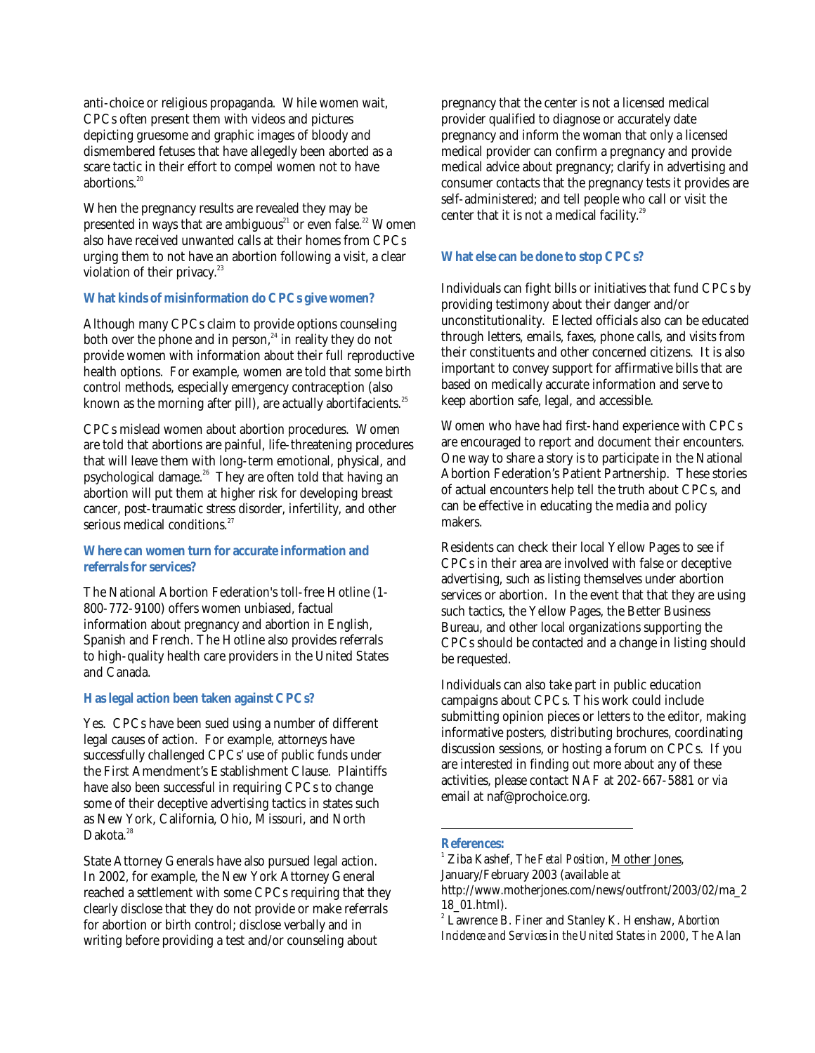anti-choice or religious propaganda. While women wait, CPCs often present them with videos and pictures depicting gruesome and graphic images of bloody and dismembered fetuses that have allegedly been aborted as a scare tactic in their effort to compel women not to have abortions.[20]

When the pregnancy results are revealed they may be presented in ways that are ambiguous[21] or even false.[22] Women also have received unwanted calls at their homes from CPCs urging them to not have an abortion following a visit, a clear violation of their privacy.[23]

### What kinds of misinformation do CPCs give women?

Although many CPCs claim to provide options counseling both over the phone and in person,[24] in reality they do not provide women with information about their full reproductive health options. For example, women are told that some birth control methods, especially emergency contraception (also known as the morning after pill), are actually abortifacients.[25]

CPCs mislead women about abortion procedures. Women are told that abortions are painful, life-threatening procedures that will leave them with long-term emotional, physical, and psychological damage.[26] They are often told that having an abortion will put them at higher risk for developing breast cancer, post-traumatic stress disorder, infertility, and other serious medical conditions.[27]

### Where can women turn for accurate information and referrals for services?

The National Abortion Federation's toll-free Hotline (1-800-772-9100) offers women unbiased, factual information about pregnancy and abortion in English, Spanish and French. The Hotline also provides referrals to high-quality health care providers in the United States and Canada.

### Has legal action been taken against CPCs?

Yes. CPCs have been sued using a number of different legal causes of action. For example, attorneys have successfully challenged CPCs' use of public funds under the First Amendment's Establishment Clause. Plaintiffs have also been successful in requiring CPCs to change some of their deceptive advertising tactics in states such as New York, California, Ohio, Missouri, and North Dakota.[28]

State Attorney Generals have also pursued legal action. In 2002, for example, the New York Attorney General reached a settlement with some CPCs requiring that they clearly disclose that they do not provide or make referrals for abortion or birth control; disclose verbally and in writing before providing a test and/or counseling about pregnancy that the center is not a licensed medical provider qualified to diagnose or accurately date pregnancy and inform the woman that only a licensed medical provider can confirm a pregnancy and provide medical advice about pregnancy; clarify in advertising and consumer contacts that the pregnancy tests it provides are self-administered; and tell people who call or visit the center that it is not a medical facility.[29]

### What else can be done to stop CPCs?

Individuals can fight bills or initiatives that fund CPCs by providing testimony about their danger and/or unconstitutionality. Elected officials also can be educated through letters, emails, faxes, phone calls, and visits from their constituents and other concerned citizens. It is also important to convey support for affirmative bills that are based on medically accurate information and serve to keep abortion safe, legal, and accessible.

Women who have had first-hand experience with CPCs are encouraged to report and document their encounters. One way to share a story is to participate in the National Abortion Federation's Patient Partnership. These stories of actual encounters help tell the truth about CPCs, and can be effective in educating the media and policy makers.

Residents can check their local Yellow Pages to see if CPCs in their area are involved with false or deceptive advertising, such as listing themselves under abortion services or abortion. In the event that that they are using such tactics, the Yellow Pages, the Better Business Bureau, and other local organizations supporting the CPCs should be contacted and a change in listing should be requested.

Individuals can also take part in public education campaigns about CPCs. This work could include submitting opinion pieces or letters to the editor, making informative posters, distributing brochures, coordinating discussion sessions, or hosting a forum on CPCs. If you are interested in finding out more about any of these activities, please contact NAF at 202-667-5881 or via email at naf@prochoice.org.

---

### References:

[1] Ziba Kashef, *The Fetal Position*, Mother Jones, January/February 2003 (available at http://www.motherjones.com/news/outfront/2003/02/ma_218_01.html).

[2] Lawrence B. Finer and Stanley K. Henshaw, *Abortion Incidence and Services in the United States in 2000*, The Alan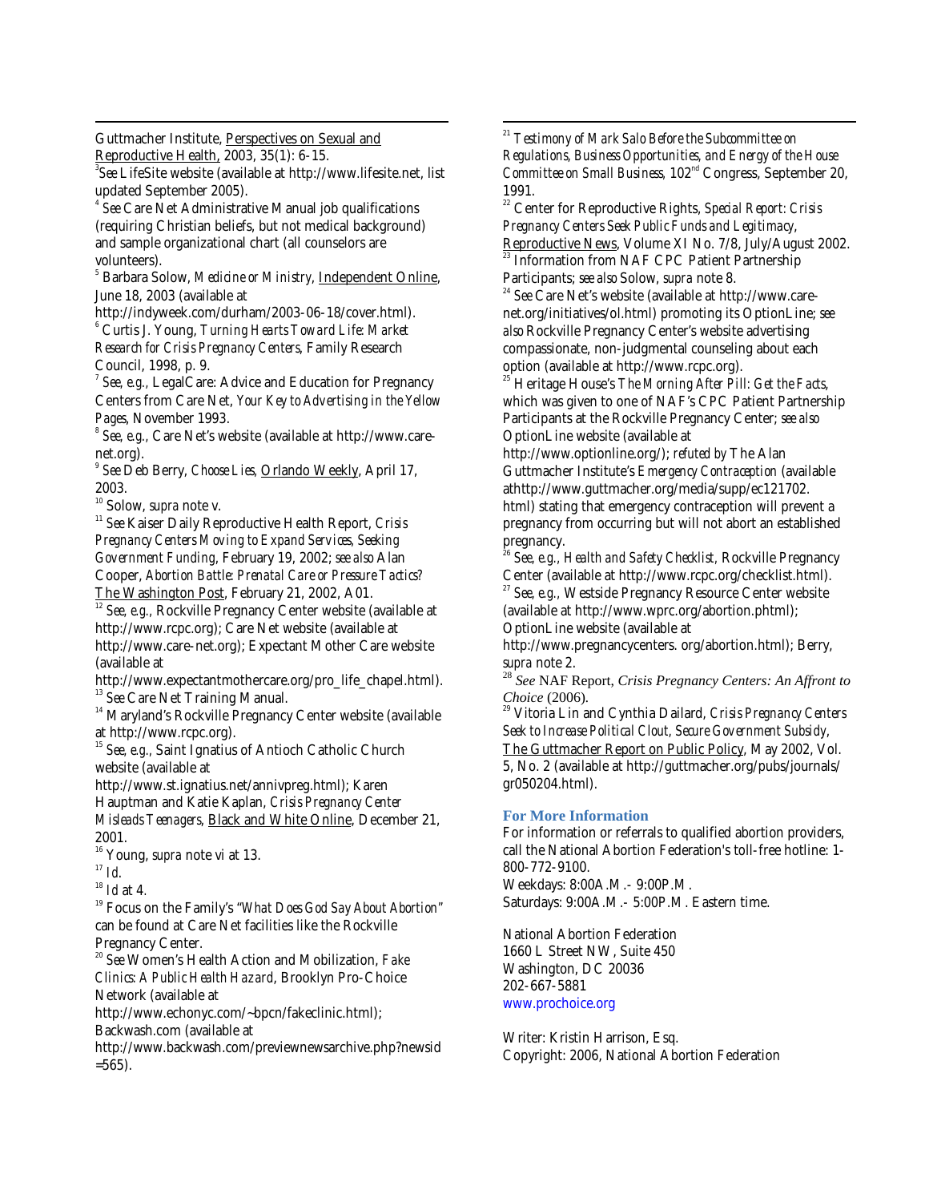Guttmacher Institute, Perspectives on Sexual and Reproductive Health, 2003, 35(1): 6-15.

[3] *See* LifeSite website (available at http://www.lifesite.net, list updated September 2005).

[4] *See* Care Net Administrative Manual job qualifications (requiring Christian beliefs, but not medical background) and sample organizational chart (all counselors are volunteers).

[5] Barbara Solow, *Medicine or Ministry*, Independent Online, June 18, 2003 (available at http://indyweek.com/durham/2003-06-18/cover.html).

[6] Curtis J. Young, *Turning Hearts Toward Life: Market Research for Crisis Pregnancy Centers*, Family Research Council, 1998, p. 9.

[7] *See, e.g.,* LegalCare: Advice and Education for Pregnancy Centers from Care Net, *Your Key to Advertising in the Yellow Pages*, November 1993.

[8] *See, e.g.,* Care Net's website (available at http://www.care-net.org).

[9] *See* Deb Berry, *Choose Lies*, Orlando Weekly, April 17, 2003.

[10] Solow, *supra* note v.

[11] *See* Kaiser Daily Reproductive Health Report, *Crisis Pregnancy Centers Moving to Expand Services, Seeking Government Funding*, February 19, 2002; *see also* Alan Cooper, *Abortion Battle: Prenatal Care or Pressure Tactics?* The Washington Post, February 21, 2002, A01.

[12] *See, e.g.,* Rockville Pregnancy Center website (available at http://www.rcpc.org); Care Net website (available at http://www.care-net.org); Expectant Mother Care website (available at http://www.expectantmothercare.org/pro_life_chapel.html).

[13] *See* Care Net Training Manual.

[14] Maryland's Rockville Pregnancy Center website (available at http://www.rcpc.org).

[15] *See, e.g.,* Saint Ignatius of Antioch Catholic Church website (available at http://www.st.ignatius.net/annivpreg.html); Karen Hauptman and Katie Kaplan, *Crisis Pregnancy Center Misleads Teenagers*, Black and White Online, December 21, 2001.

[16] Young, *supra* note vi at 13.

[17] *Id.*

[18] *Id* at 4.

[19] Focus on the Family's "*What Does God Say About Abortion*" can be found at Care Net facilities like the Rockville Pregnancy Center.

[20] *See* Women's Health Action and Mobilization, *Fake Clinics: A Public Health Hazard*, Brooklyn Pro-Choice Network (available at http://www.echonyc.com/~bpcn/fakeclinic.html); Backwash.com (available at http://www.backwash.com/previewnewsarchive.php?newsid=565).

[21] *Testimony of Mark Salo Before the Subcommittee on Regulations, Business Opportunities, and Energy of the House Committee on Small Business*, 102nd Congress, September 20, 1991.

[22] Center for Reproductive Rights, *Special Report: Crisis Pregnancy Centers Seek Public Funds and Legitimacy*, Reproductive News, Volume XI No. 7/8, July/August 2002.

[23] Information from NAF CPC Patient Partnership Participants; *see also* Solow, *supra* note 8.

[24] *See* Care Net's website (available at http://www.care-net.org/initiatives/ol.html) promoting its OptionLine; *see also* Rockville Pregnancy Center's website advertising compassionate, non-judgmental counseling about each option (available at http://www.rcpc.org).

[25] Heritage House's *The Morning After Pill: Get the Facts,* which was given to one of NAF's CPC Patient Partnership Participants at the Rockville Pregnancy Center; *see also* OptionLine website (available at http://www.optionline.org/); *refuted by* The Alan Guttmacher Institute's *Emergency Contraception* (available athttp://www.guttmacher.org/media/supp/ec121702.html) stating that emergency contraception will prevent a pregnancy from occurring but will not abort an established pregnancy.

[26] *See, e.g., Health and Safety Checklist,* Rockville Pregnancy Center (available at http://www.rcpc.org/checklist.html).

[27] *See, e.g.,* Westside Pregnancy Resource Center website (available at http://www.wprc.org/abortion.phtml); OptionLine website (available at http://www.pregnancycenters. org/abortion.html); Berry, *supra* note 2.

[28] *See* NAF Report, *Crisis Pregnancy Centers: An Affront to Choice* (2006).

[29] Vitoria Lin and Cynthia Dailard, *Crisis Pregnancy Centers Seek to Increase Political Clout, Secure Government Subsidy*, The Guttmacher Report on Public Policy, May 2002, Vol. 5, No. 2 (available at http://guttmacher.org/pubs/journals/gr050204.html).

## For More Information

For information or referrals to qualified abortion providers, call the National Abortion Federation's toll-free hotline: 1-800-772-9100.
Weekdays: 8:00A.M.- 9:00P.M.
Saturdays: 9:00A.M.- 5:00P.M. Eastern time.

National Abortion Federation
1660 L Street NW, Suite 450
Washington, DC 20036
202-667-5881
www.prochoice.org

Writer: Kristin Harrison, Esq.
Copyright: 2006, National Abortion Federation